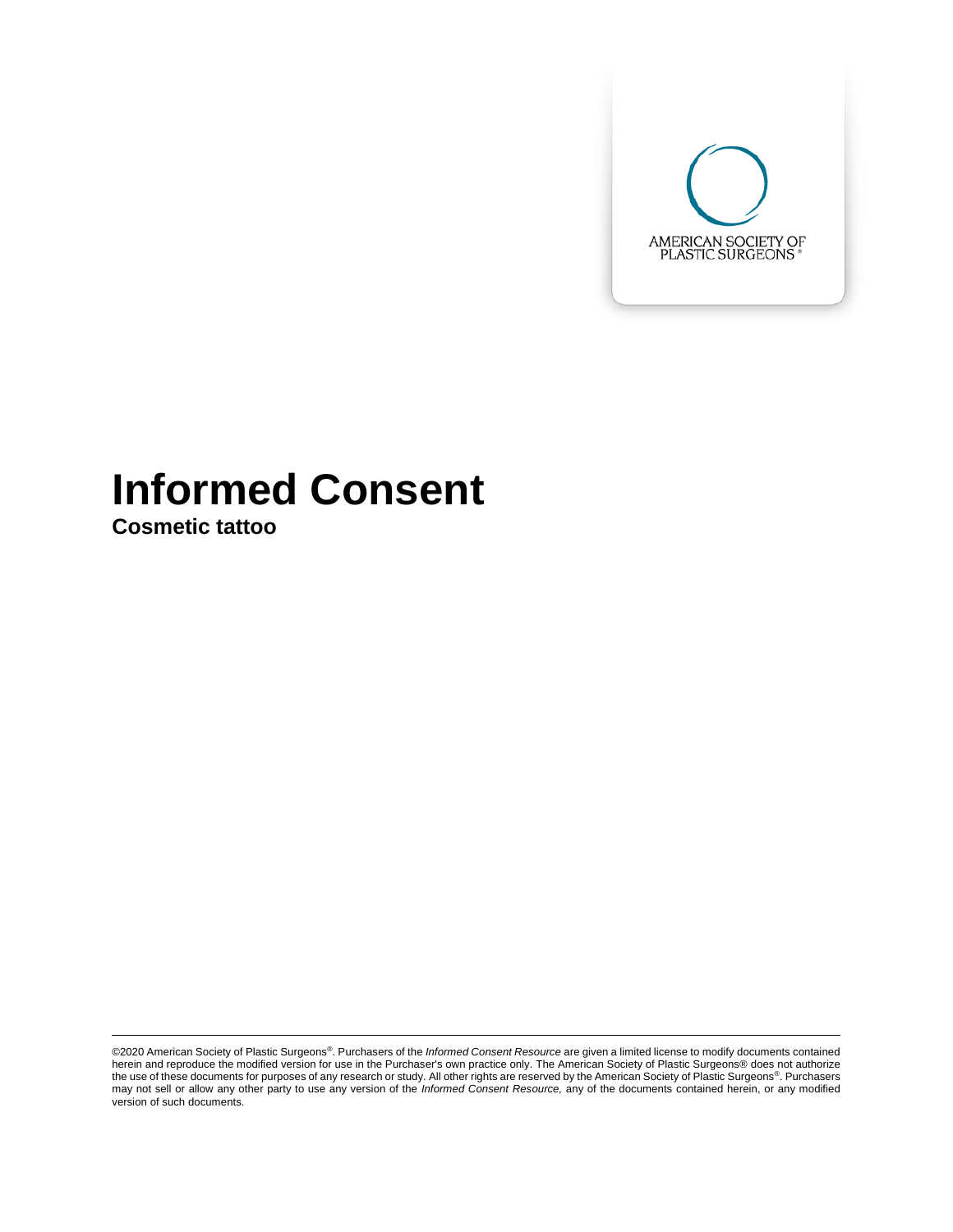AMERICAN SOCIETY OF PLASTIC SURGEONS®

# Informed Consent

## Cosmetic tattoo

©2020 American Society of Plastic Surgeons®. Purchasers of the *Informed Consent Resource* are given a limited license to modify documents contained herein and reproduce the modified version for use in the Purchaser's own practice only. The American Society of Plastic Surgeons® does not authorize the use of these documents for purposes of any research or study. All other rights are reserved by the American Society of Plastic Surgeons®. Purchasers may not sell or allow any other party to use any version of the *Informed Consent Resource,* any of the documents contained herein, or any modified version of such documents.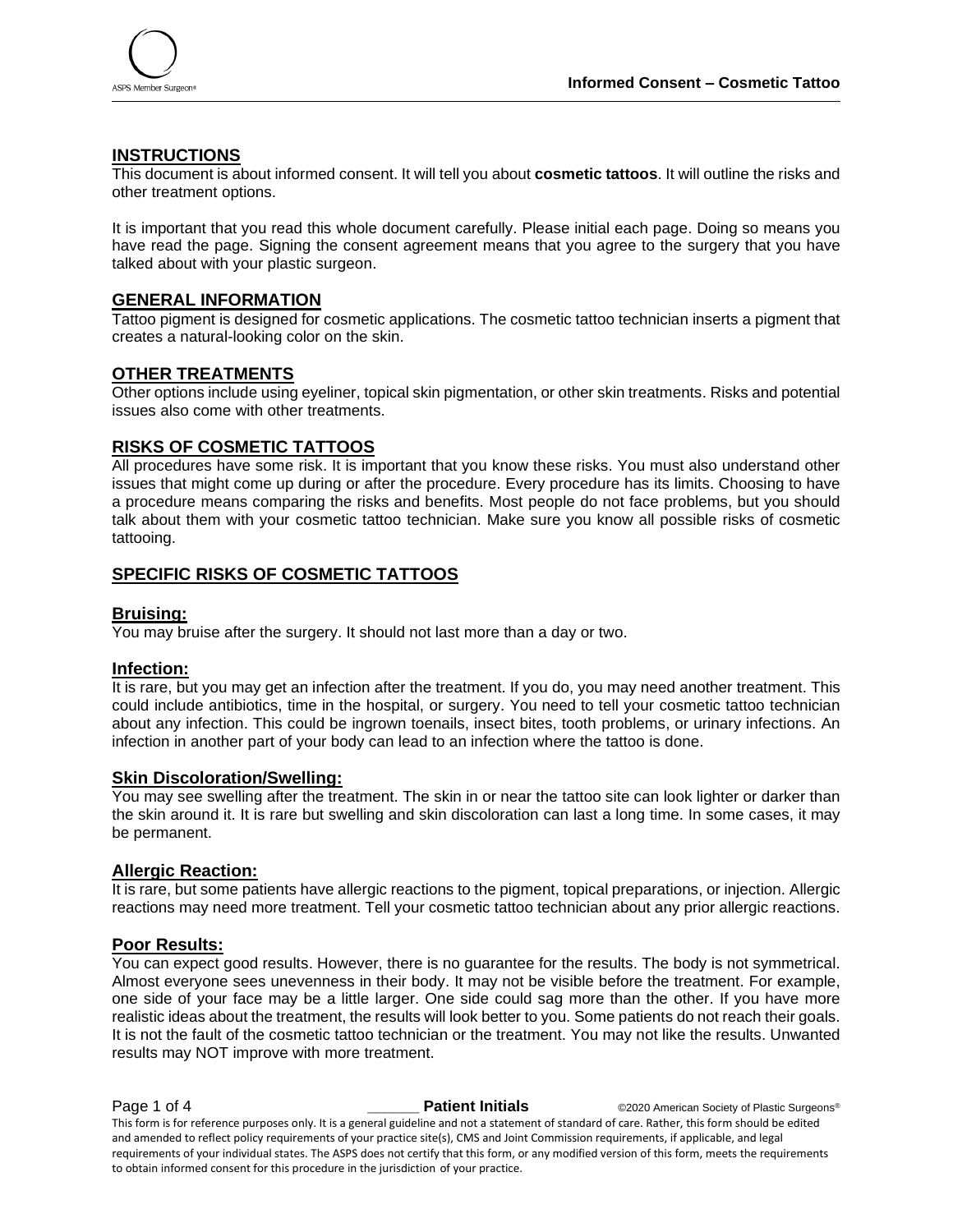## INSTRUCTIONS

This document is about informed consent. It will tell you about **cosmetic tattoos**. It will outline the risks and other treatment options.

It is important that you read this whole document carefully. Please initial each page. Doing so means you have read the page. Signing the consent agreement means that you agree to the surgery that you have talked about with your plastic surgeon.

## GENERAL INFORMATION

Tattoo pigment is designed for cosmetic applications. The cosmetic tattoo technician inserts a pigment that creates a natural-looking color on the skin.

## OTHER TREATMENTS

Other options include using eyeliner, topical skin pigmentation, or other skin treatments. Risks and potential issues also come with other treatments.

## RISKS OF COSMETIC TATTOOS

All procedures have some risk. It is important that you know these risks. You must also understand other issues that might come up during or after the procedure. Every procedure has its limits. Choosing to have a procedure means comparing the risks and benefits. Most people do not face problems, but you should talk about them with your cosmetic tattoo technician. Make sure you know all possible risks of cosmetic tattooing.

## SPECIFIC RISKS OF COSMETIC TATTOOS

### Bruising:

You may bruise after the surgery. It should not last more than a day or two.

### Infection:

It is rare, but you may get an infection after the treatment. If you do, you may need another treatment. This could include antibiotics, time in the hospital, or surgery. You need to tell your cosmetic tattoo technician about any infection. This could be ingrown toenails, insect bites, tooth problems, or urinary infections. An infection in another part of your body can lead to an infection where the tattoo is done.

### Skin Discoloration/Swelling:

You may see swelling after the treatment. The skin in or near the tattoo site can look lighter or darker than the skin around it. It is rare but swelling and skin discoloration can last a long time. In some cases, it may be permanent.

### Allergic Reaction:

It is rare, but some patients have allergic reactions to the pigment, topical preparations, or injection. Allergic reactions may need more treatment. Tell your cosmetic tattoo technician about any prior allergic reactions.

### Poor Results:

You can expect good results. However, there is no guarantee for the results. The body is not symmetrical. Almost everyone sees unevenness in their body. It may not be visible before the treatment. For example, one side of your face may be a little larger. One side could sag more than the other. If you have more realistic ideas about the treatment, the results will look better to you. Some patients do not reach their goals. It is not the fault of the cosmetic tattoo technician or the treatment. You may not like the results. Unwanted results may NOT improve with more treatment.

______ **Patient Initials**

This form is for reference purposes only. It is a general guideline and not a statement of standard of care. Rather, this form should be edited and amended to reflect policy requirements of your practice site(s), CMS and Joint Commission requirements, if applicable, and legal requirements of your individual states. The ASPS does not certify that this form, or any modified version of this form, meets the requirements to obtain informed consent for this procedure in the jurisdiction of your practice.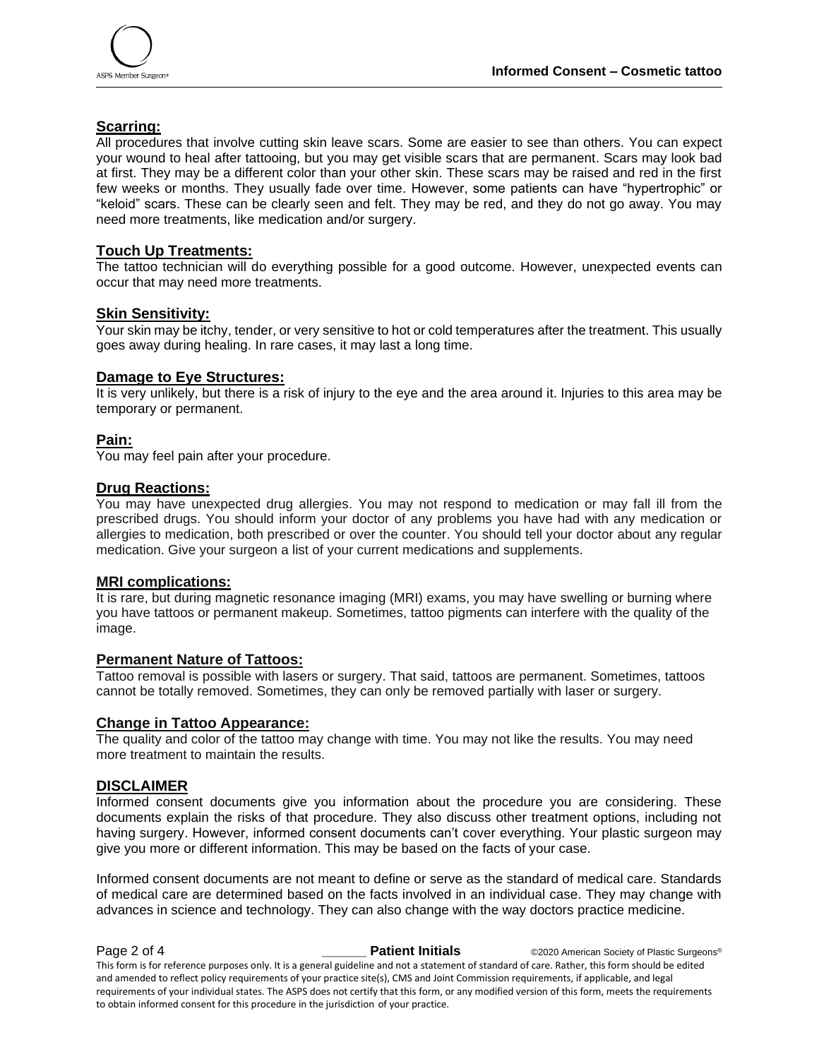### Scarring:

All procedures that involve cutting skin leave scars. Some are easier to see than others. You can expect your wound to heal after tattooing, but you may get visible scars that are permanent. Scars may look bad at first. They may be a different color than your other skin. These scars may be raised and red in the first few weeks or months. They usually fade over time. However, some patients can have "hypertrophic" or "keloid" scars. These can be clearly seen and felt. They may be red, and they do not go away. You may need more treatments, like medication and/or surgery.

### Touch Up Treatments:

The tattoo technician will do everything possible for a good outcome. However, unexpected events can occur that may need more treatments.

### Skin Sensitivity:

Your skin may be itchy, tender, or very sensitive to hot or cold temperatures after the treatment. This usually goes away during healing. In rare cases, it may last a long time.

### Damage to Eye Structures:

It is very unlikely, but there is a risk of injury to the eye and the area around it. Injuries to this area may be temporary or permanent.

### Pain:

You may feel pain after your procedure.

### Drug Reactions:

You may have unexpected drug allergies. You may not respond to medication or may fall ill from the prescribed drugs. You should inform your doctor of any problems you have had with any medication or allergies to medication, both prescribed or over the counter. You should tell your doctor about any regular medication. Give your surgeon a list of your current medications and supplements.

### MRI complications:

It is rare, but during magnetic resonance imaging (MRI) exams, you may have swelling or burning where you have tattoos or permanent makeup. Sometimes, tattoo pigments can interfere with the quality of the image.

### Permanent Nature of Tattoos:

Tattoo removal is possible with lasers or surgery. That said, tattoos are permanent. Sometimes, tattoos cannot be totally removed. Sometimes, they can only be removed partially with laser or surgery.

### Change in Tattoo Appearance:

The quality and color of the tattoo may change with time. You may not like the results. You may need more treatment to maintain the results.

## DISCLAIMER

Informed consent documents give you information about the procedure you are considering. These documents explain the risks of that procedure. They also discuss other treatment options, including not having surgery. However, informed consent documents can't cover everything. Your plastic surgeon may give you more or different information. This may be based on the facts of your case.

Informed consent documents are not meant to define or serve as the standard of medical care. Standards of medical care are determined based on the facts involved in an individual case. They may change with advances in science and technology. They can also change with the way doctors practice medicine.

______ **Patient Initials**

This form is for reference purposes only. It is a general guideline and not a statement of standard of care. Rather, this form should be edited and amended to reflect policy requirements of your practice site(s), CMS and Joint Commission requirements, if applicable, and legal requirements of your individual states. The ASPS does not certify that this form, or any modified version of this form, meets the requirements to obtain informed consent for this procedure in the jurisdiction of your practice.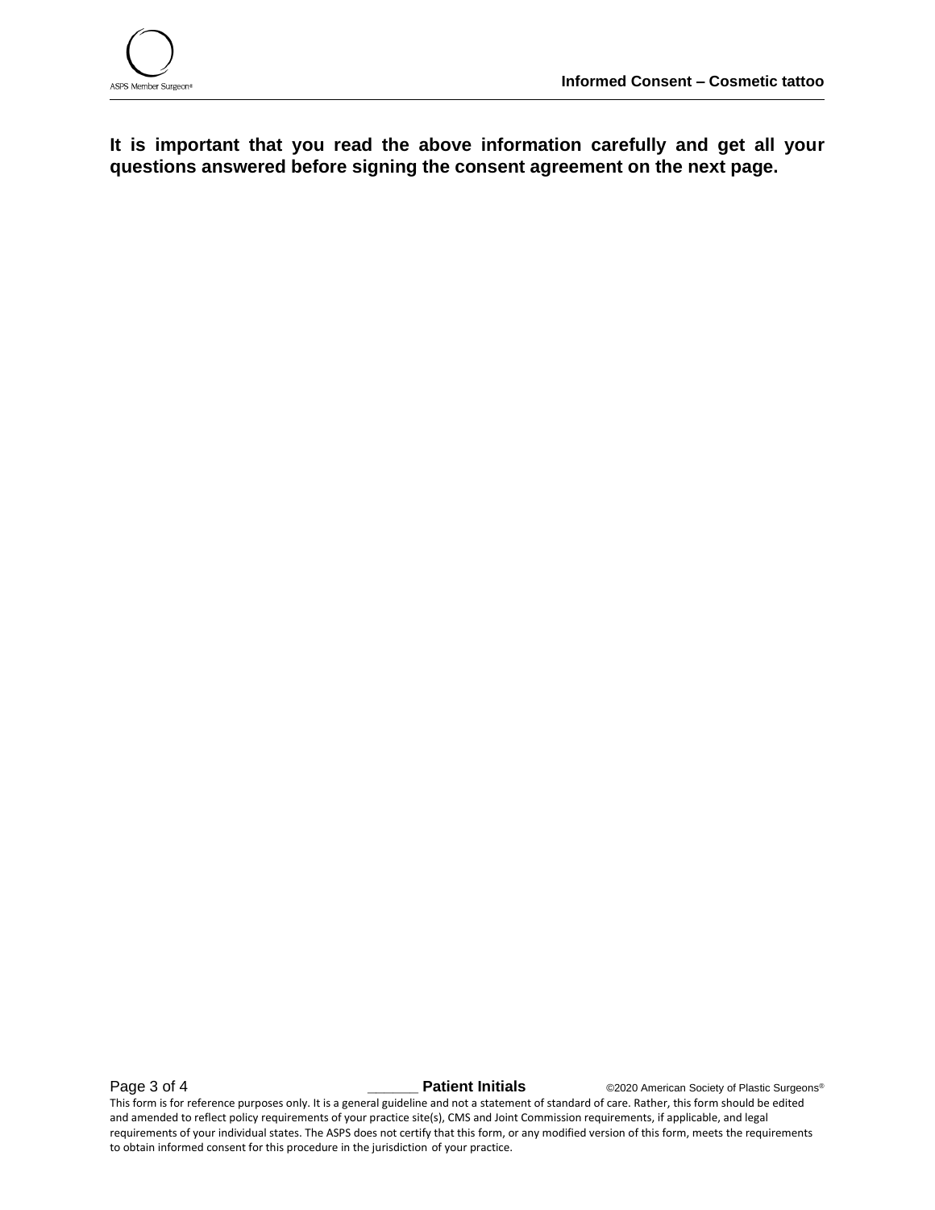**It is important that you read the above information carefully and get all your questions answered before signing the consent agreement on the next page.**

______ **Patient Initials**

This form is for reference purposes only. It is a general guideline and not a statement of standard of care. Rather, this form should be edited and amended to reflect policy requirements of your practice site(s), CMS and Joint Commission requirements, if applicable, and legal requirements of your individual states. The ASPS does not certify that this form, or any modified version of this form, meets the requirements to obtain informed consent for this procedure in the jurisdiction of your practice.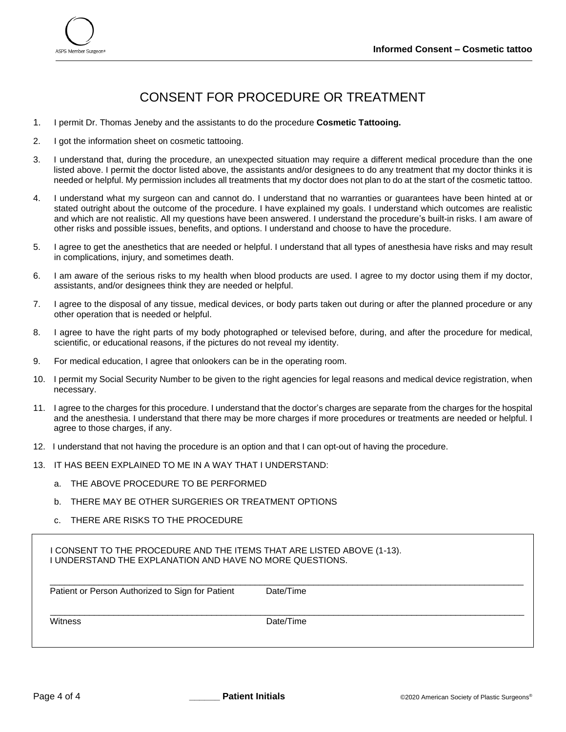# CONSENT FOR PROCEDURE OR TREATMENT

1. I permit Dr. Thomas Jeneby and the assistants to do the procedure **Cosmetic Tattooing.**

2. I got the information sheet on cosmetic tattooing.

3. I understand that, during the procedure, an unexpected situation may require a different medical procedure than the one listed above. I permit the doctor listed above, the assistants and/or designees to do any treatment that my doctor thinks it is needed or helpful. My permission includes all treatments that my doctor does not plan to do at the start of the cosmetic tattoo.

4. I understand what my surgeon can and cannot do. I understand that no warranties or guarantees have been hinted at or stated outright about the outcome of the procedure. I have explained my goals. I understand which outcomes are realistic and which are not realistic. All my questions have been answered. I understand the procedure's built-in risks. I am aware of other risks and possible issues, benefits, and options. I understand and choose to have the procedure.

5. I agree to get the anesthetics that are needed or helpful. I understand that all types of anesthesia have risks and may result in complications, injury, and sometimes death.

6. I am aware of the serious risks to my health when blood products are used. I agree to my doctor using them if my doctor, assistants, and/or designees think they are needed or helpful.

7. I agree to the disposal of any tissue, medical devices, or body parts taken out during or after the planned procedure or any other operation that is needed or helpful.

8. I agree to have the right parts of my body photographed or televised before, during, and after the procedure for medical, scientific, or educational reasons, if the pictures do not reveal my identity.

9. For medical education, I agree that onlookers can be in the operating room.

10. I permit my Social Security Number to be given to the right agencies for legal reasons and medical device registration, when necessary.

11. I agree to the charges for this procedure. I understand that the doctor's charges are separate from the charges for the hospital and the anesthesia. I understand that there may be more charges if more procedures or treatments are needed or helpful. I agree to those charges, if any.

12. I understand that not having the procedure is an option and that I can opt-out of having the procedure.

13. IT HAS BEEN EXPLAINED TO ME IN A WAY THAT I UNDERSTAND:

    a. THE ABOVE PROCEDURE TO BE PERFORMED

    b. THERE MAY BE OTHER SURGERIES OR TREATMENT OPTIONS

    c. THERE ARE RISKS TO THE PROCEDURE

I CONSENT TO THE PROCEDURE AND THE ITEMS THAT ARE LISTED ABOVE (1-13).
I UNDERSTAND THE EXPLANATION AND HAVE NO MORE QUESTIONS.

_______________________________________________________________________________

Patient or Person Authorized to Sign for Patient Date/Time

_______________________________________________________________________________

Witness Date/Time

______ **Patient Initials**